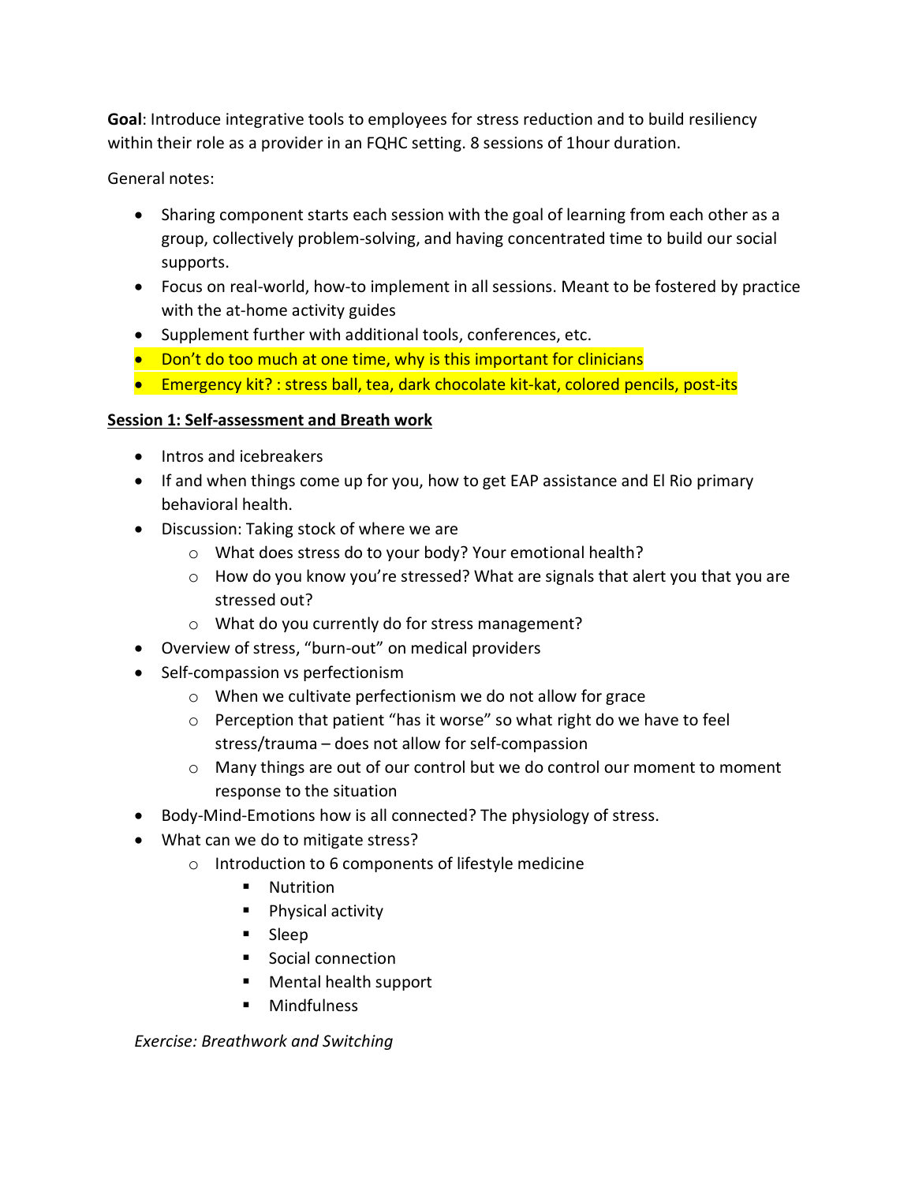**Goal**: Introduce integrative tools to employees for stress reduction and to build resiliency within their role as a provider in an FQHC setting. 8 sessions of 1hour duration.

General notes:

- Sharing component starts each session with the goal of learning from each other as a group, collectively problem-solving, and having concentrated time to build our social supports.
- Focus on real-world, how-to implement in all sessions. Meant to be fostered by practice with the at-home activity guides
- Supplement further with additional tools, conferences, etc.
- Don't do too much at one time, why is this important for clinicians
- Emergency kit? : stress ball, tea, dark chocolate kit-kat, colored pencils, post-its

## Session 1: Self-assessment and Breath work

- Intros and icebreakers
- If and when things come up for you, how to get EAP assistance and El Rio primary behavioral health.
- Discussion: Taking stock of where we are
  - What does stress do to your body? Your emotional health?
  - How do you know you're stressed? What are signals that alert you that you are stressed out?
  - What do you currently do for stress management?
- Overview of stress, "burn-out" on medical providers
- Self-compassion vs perfectionism
  - When we cultivate perfectionism we do not allow for grace
  - Perception that patient "has it worse" so what right do we have to feel stress/trauma – does not allow for self-compassion
  - Many things are out of our control but we do control our moment to moment response to the situation
- Body-Mind-Emotions how is all connected? The physiology of stress.
- What can we do to mitigate stress?
  - Introduction to 6 components of lifestyle medicine
    - Nutrition
    - Physical activity
    - Sleep
    - Social connection
    - Mental health support
    - Mindfulness

*Exercise: Breathwork and Switching*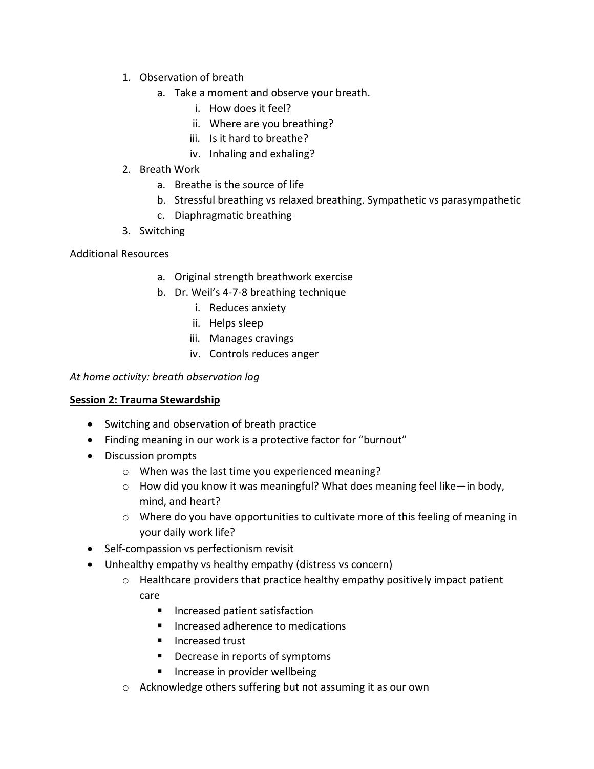1. Observation of breath
    a. Take a moment and observe your breath.
        i. How does it feel?
        ii. Where are you breathing?
        iii. Is it hard to breathe?
        iv. Inhaling and exhaling?
2. Breath Work
    a. Breathe is the source of life
    b. Stressful breathing vs relaxed breathing. Sympathetic vs parasympathetic
    c. Diaphragmatic breathing
3. Switching

Additional Resources

a. Original strength breathwork exercise
b. Dr. Weil's 4-7-8 breathing technique
    i. Reduces anxiety
    ii. Helps sleep
    iii. Manages cravings
    iv. Controls reduces anger

*At home activity: breath observation log*

**Session 2: Trauma Stewardship**

- Switching and observation of breath practice
- Finding meaning in our work is a protective factor for "burnout"
- Discussion prompts
    - When was the last time you experienced meaning?
    - How did you know it was meaningful? What does meaning feel like—in body, mind, and heart?
    - Where do you have opportunities to cultivate more of this feeling of meaning in your daily work life?
- Self-compassion vs perfectionism revisit
- Unhealthy empathy vs healthy empathy (distress vs concern)
    - Healthcare providers that practice healthy empathy positively impact patient care
        - Increased patient satisfaction
        - Increased adherence to medications
        - Increased trust
        - Decrease in reports of symptoms
        - Increase in provider wellbeing
    - Acknowledge others suffering but not assuming it as our own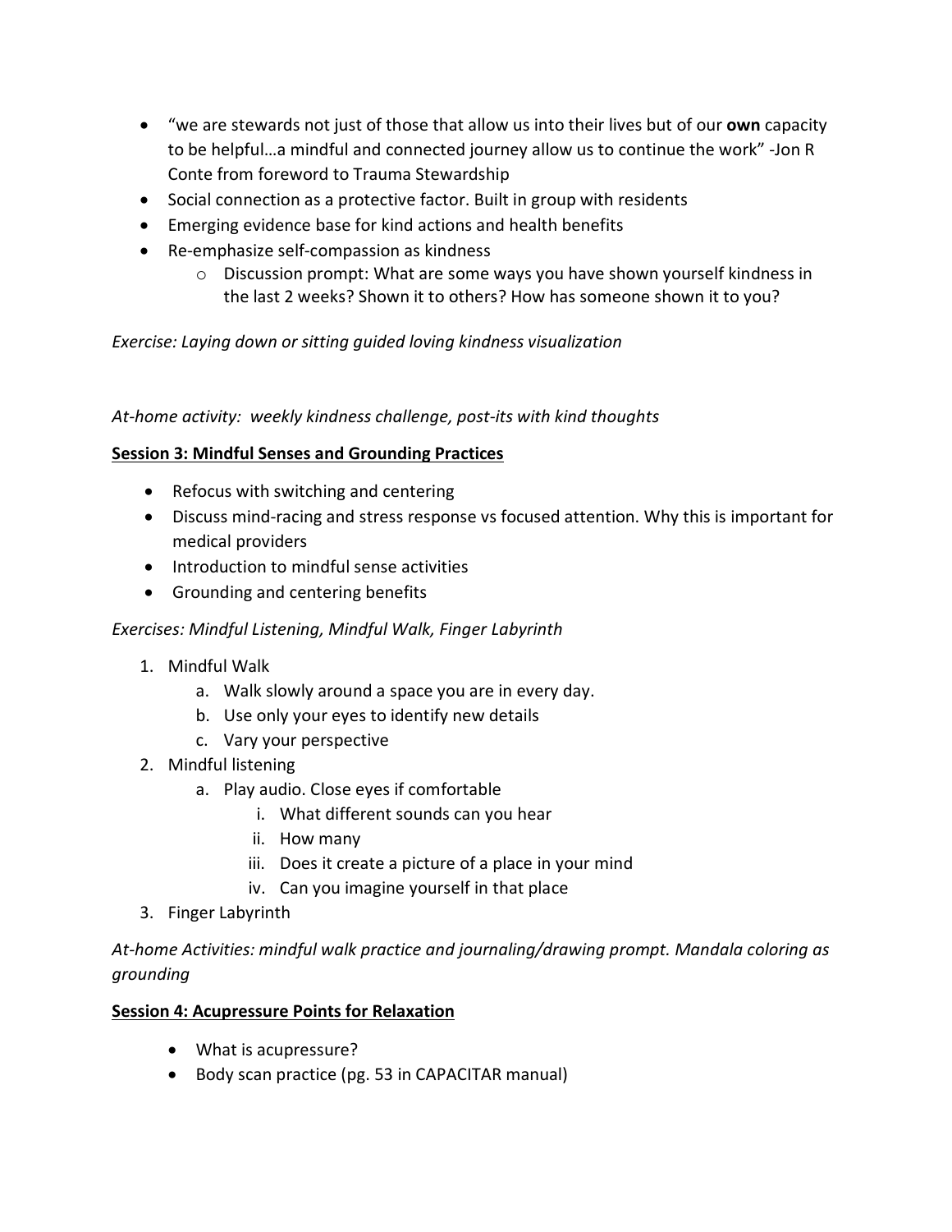- "we are stewards not just of those that allow us into their lives but of our **own** capacity to be helpful…a mindful and connected journey allow us to continue the work" -Jon R Conte from foreword to Trauma Stewardship
- Social connection as a protective factor. Built in group with residents
- Emerging evidence base for kind actions and health benefits
- Re-emphasize self-compassion as kindness
    - Discussion prompt: What are some ways you have shown yourself kindness in the last 2 weeks? Shown it to others? How has someone shown it to you?

*Exercise: Laying down or sitting guided loving kindness visualization*

*At-home activity: weekly kindness challenge, post-its with kind thoughts*

**<u>Session 3: Mindful Senses and Grounding Practices</u>**

- Refocus with switching and centering
- Discuss mind-racing and stress response vs focused attention. Why this is important for medical providers
- Introduction to mindful sense activities
- Grounding and centering benefits

*Exercises: Mindful Listening, Mindful Walk, Finger Labyrinth*

1. Mindful Walk
    a. Walk slowly around a space you are in every day.
    b. Use only your eyes to identify new details
    c. Vary your perspective
2. Mindful listening
    a. Play audio. Close eyes if comfortable
        i. What different sounds can you hear
        ii. How many
        iii. Does it create a picture of a place in your mind
        iv. Can you imagine yourself in that place
3. Finger Labyrinth

*At-home Activities: mindful walk practice and journaling/drawing prompt. Mandala coloring as grounding*

**<u>Session 4: Acupressure Points for Relaxation</u>**

- What is acupressure?
- Body scan practice (pg. 53 in CAPACITAR manual)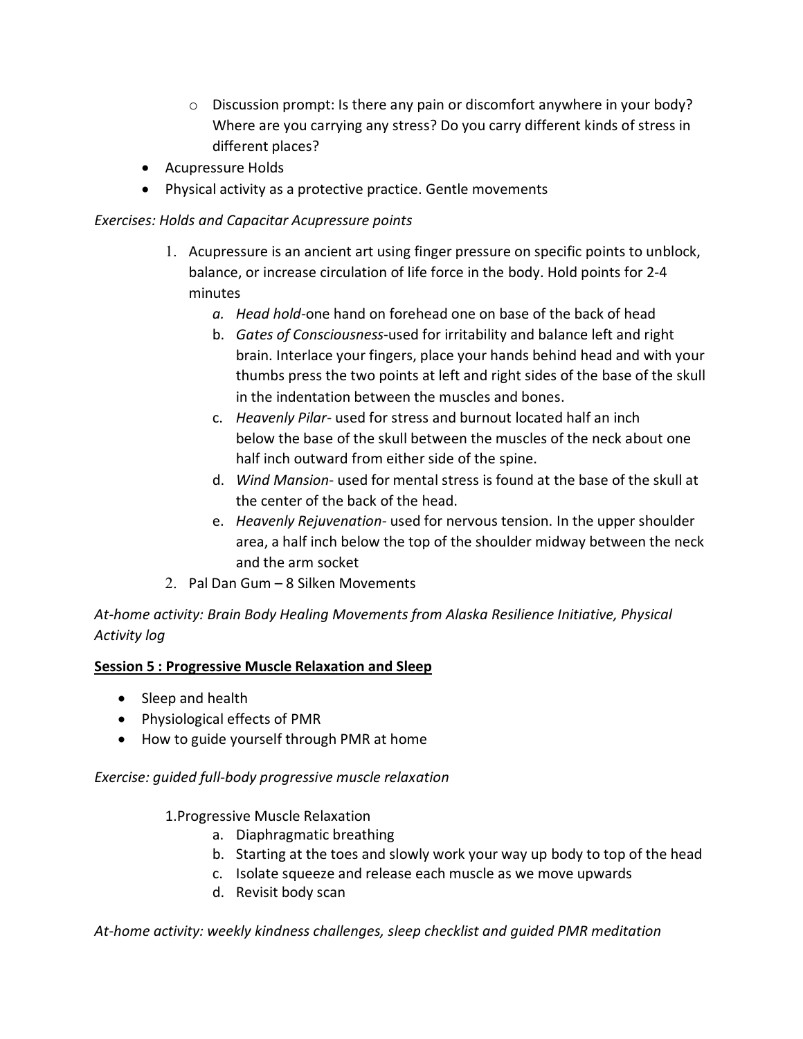- Discussion prompt: Is there any pain or discomfort anywhere in your body? Where are you carrying any stress? Do you carry different kinds of stress in different places?
- Acupressure Holds
- Physical activity as a protective practice. Gentle movements

*Exercises: Holds and Capacitar Acupressure points*

1. Acupressure is an ancient art using finger pressure on specific points to unblock, balance, or increase circulation of life force in the body. Hold points for 2-4 minutes
   a. *Head hold*-one hand on forehead one on base of the back of head
   b. *Gates of Consciousness*-used for irritability and balance left and right brain. Interlace your fingers, place your hands behind head and with your thumbs press the two points at left and right sides of the base of the skull in the indentation between the muscles and bones.
   c. *Heavenly Pilar*- used for stress and burnout located half an inch below the base of the skull between the muscles of the neck about one half inch outward from either side of the spine.
   d. *Wind Mansion*- used for mental stress is found at the base of the skull at the center of the back of the head.
   e. *Heavenly Rejuvenation*- used for nervous tension. In the upper shoulder area, a half inch below the top of the shoulder midway between the neck and the arm socket
2. Pal Dan Gum – 8 Silken Movements

*At-home activity: Brain Body Healing Movements from Alaska Resilience Initiative, Physical Activity log*

**Session 5 : Progressive Muscle Relaxation and Sleep**

- Sleep and health
- Physiological effects of PMR
- How to guide yourself through PMR at home

*Exercise: guided full-body progressive muscle relaxation*

1. Progressive Muscle Relaxation
   a. Diaphragmatic breathing
   b. Starting at the toes and slowly work your way up body to top of the head
   c. Isolate squeeze and release each muscle as we move upwards
   d. Revisit body scan

*At-home activity: weekly kindness challenges, sleep checklist and guided PMR meditation*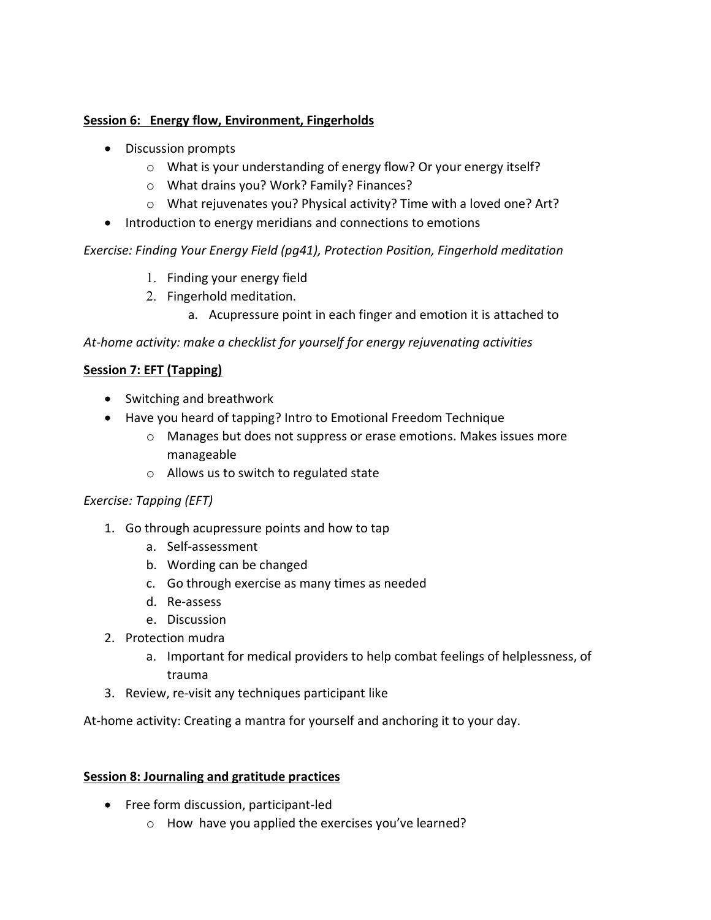**<u>Session 6: Energy flow, Environment, Fingerholds</u>**

- Discussion prompts
  - What is your understanding of energy flow? Or your energy itself?
  - What drains you? Work? Family? Finances?
  - What rejuvenates you? Physical activity? Time with a loved one? Art?
- Introduction to energy meridians and connections to emotions

*Exercise: Finding Your Energy Field (pg41), Protection Position, Fingerhold meditation*

1. Finding your energy field
2. Fingerhold meditation.
   a. Acupressure point in each finger and emotion it is attached to

*At-home activity: make a checklist for yourself for energy rejuvenating activities*

**<u>Session 7: EFT (Tapping)</u>**

- Switching and breathwork
- Have you heard of tapping? Intro to Emotional Freedom Technique
  - Manages but does not suppress or erase emotions. Makes issues more manageable
  - Allows us to switch to regulated state

*Exercise: Tapping (EFT)*

1. Go through acupressure points and how to tap
   a. Self-assessment
   b. Wording can be changed
   c. Go through exercise as many times as needed
   d. Re-assess
   e. Discussion
2. Protection mudra
   a. Important for medical providers to help combat feelings of helplessness, of trauma
3. Review, re-visit any techniques participant like

At-home activity: Creating a mantra for yourself and anchoring it to your day.

**<u>Session 8: Journaling and gratitude practices</u>**

- Free form discussion, participant-led
  - How  have you applied the exercises you've learned?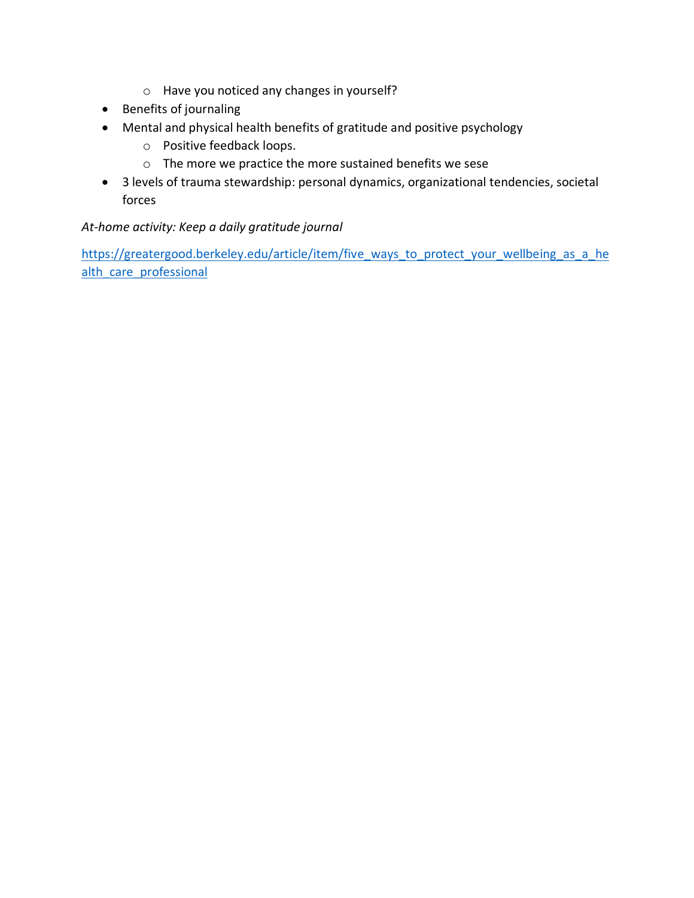- Have you noticed any changes in yourself?
- Benefits of journaling
- Mental and physical health benefits of gratitude and positive psychology
  - Positive feedback loops.
  - The more we practice the more sustained benefits we sese
- 3 levels of trauma stewardship: personal dynamics, organizational tendencies, societal forces

*At-home activity: Keep a daily gratitude journal*

https://greatergood.berkeley.edu/article/item/five_ways_to_protect_your_wellbeing_as_a_health_care_professional